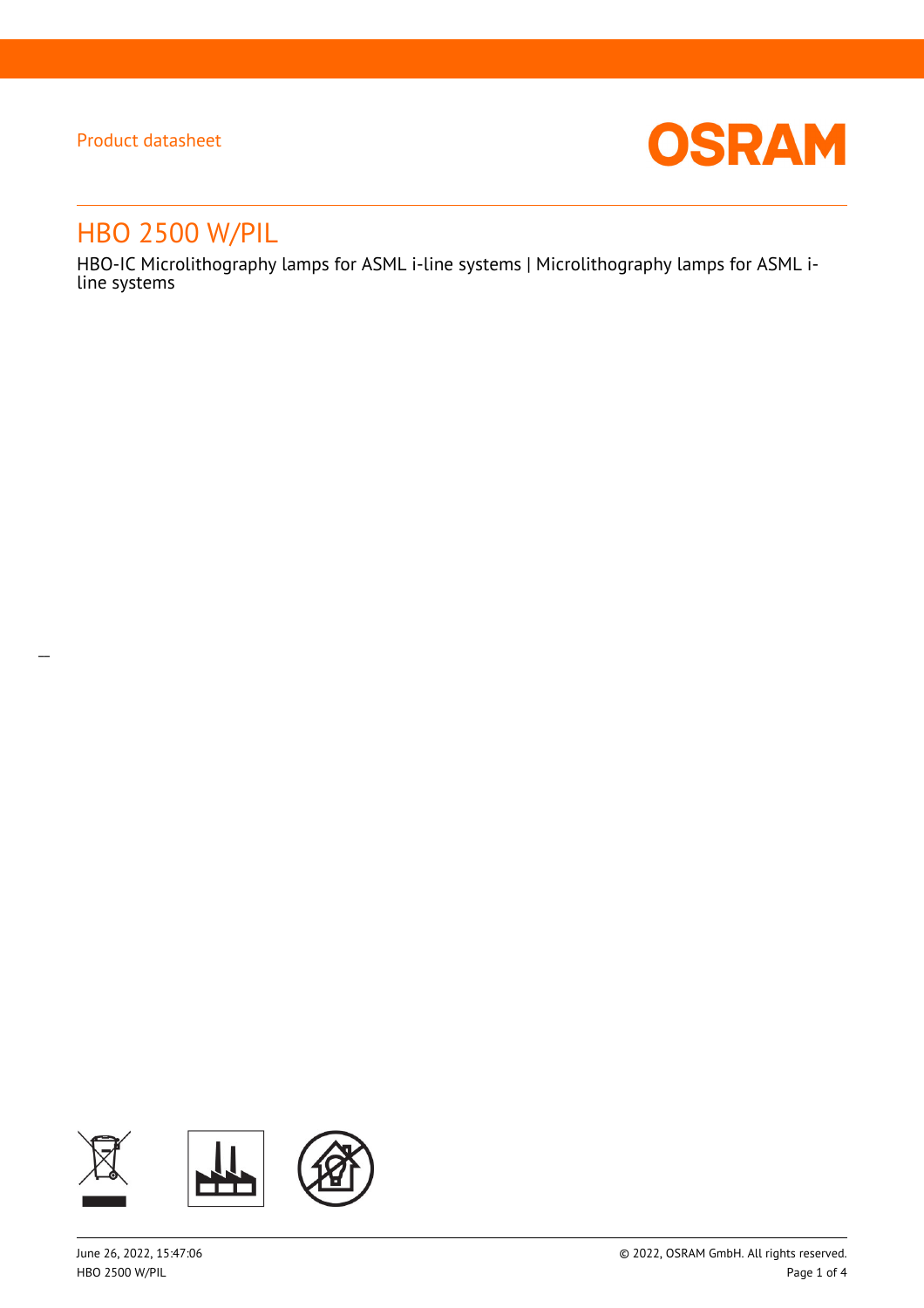Product datasheet

# HBO 2500 W/PIL

HBO-IC Microlithography lamps for ASML i-line systems | Microlithography lamps for ASML i-line systems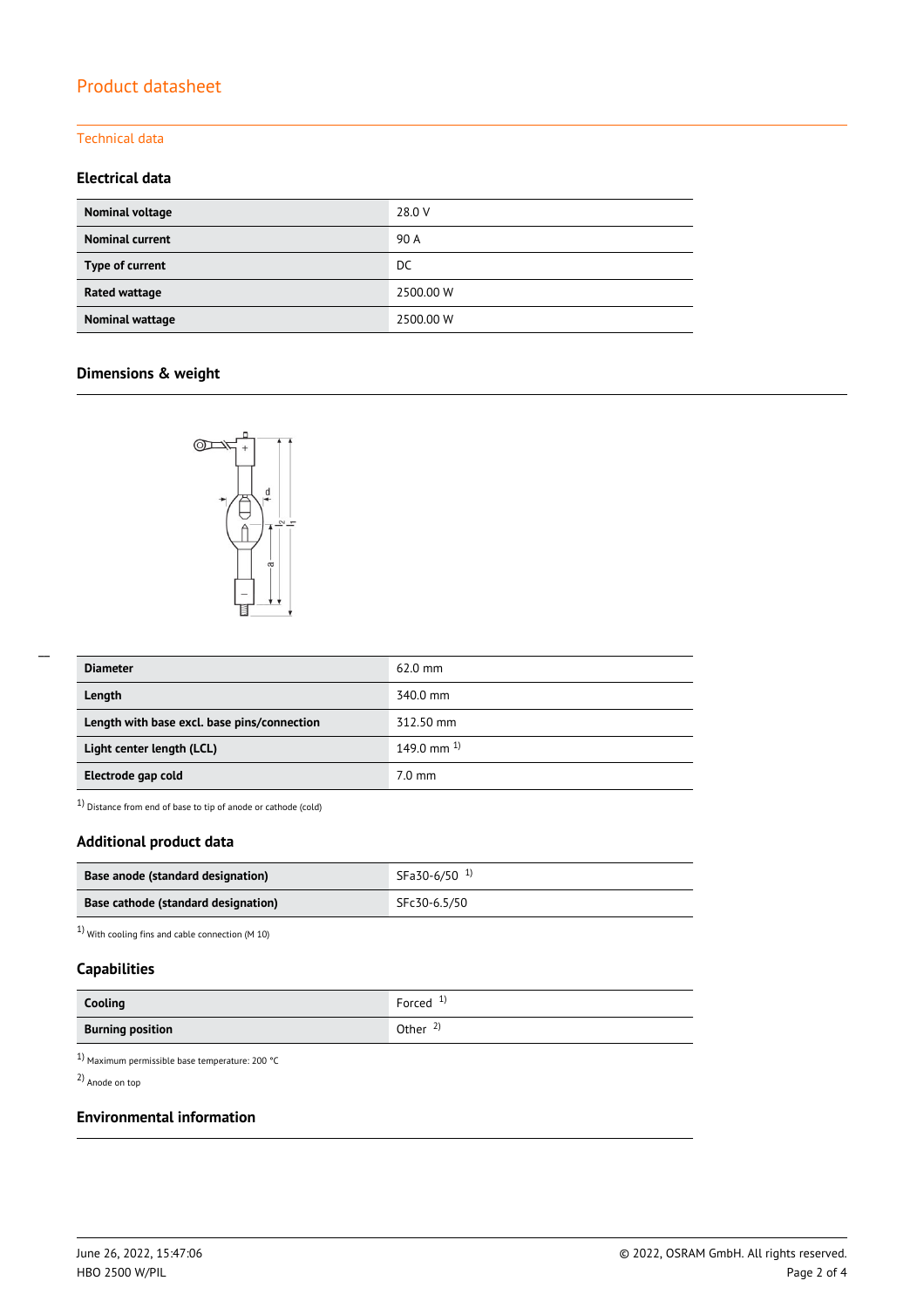# Product datasheet

## Technical data

### Electrical data

| | |
|---|---|
| **Nominal voltage** | 28.0 V |
| **Nominal current** | 90 A |
| **Type of current** | DC |
| **Rated wattage** | 2500.00 W |
| **Nominal wattage** | 2500.00 W |

### Dimensions & weight

| | |
|---|---|
| **Diameter** | 62.0 mm |
| **Length** | 340.0 mm |
| **Length with base excl. base pins/connection** | 312.50 mm |
| **Light center length (LCL)** | 149.0 mm [1] |
| **Electrode gap cold** | 7.0 mm |

[1] Distance from end of base to tip of anode or cathode (cold)

### Additional product data

| | |
|---|---|
| **Base anode (standard designation)** | SFa30-6/50 [1] |
| **Base cathode (standard designation)** | SFc30-6.5/50 |

[1] With cooling fins and cable connection (M 10)

### Capabilities

| | |
|---|---|
| **Cooling** | Forced [1] |
| **Burning position** | Other [2] |

[1] Maximum permissible base temperature: 200 °C

[2] Anode on top

### Environmental information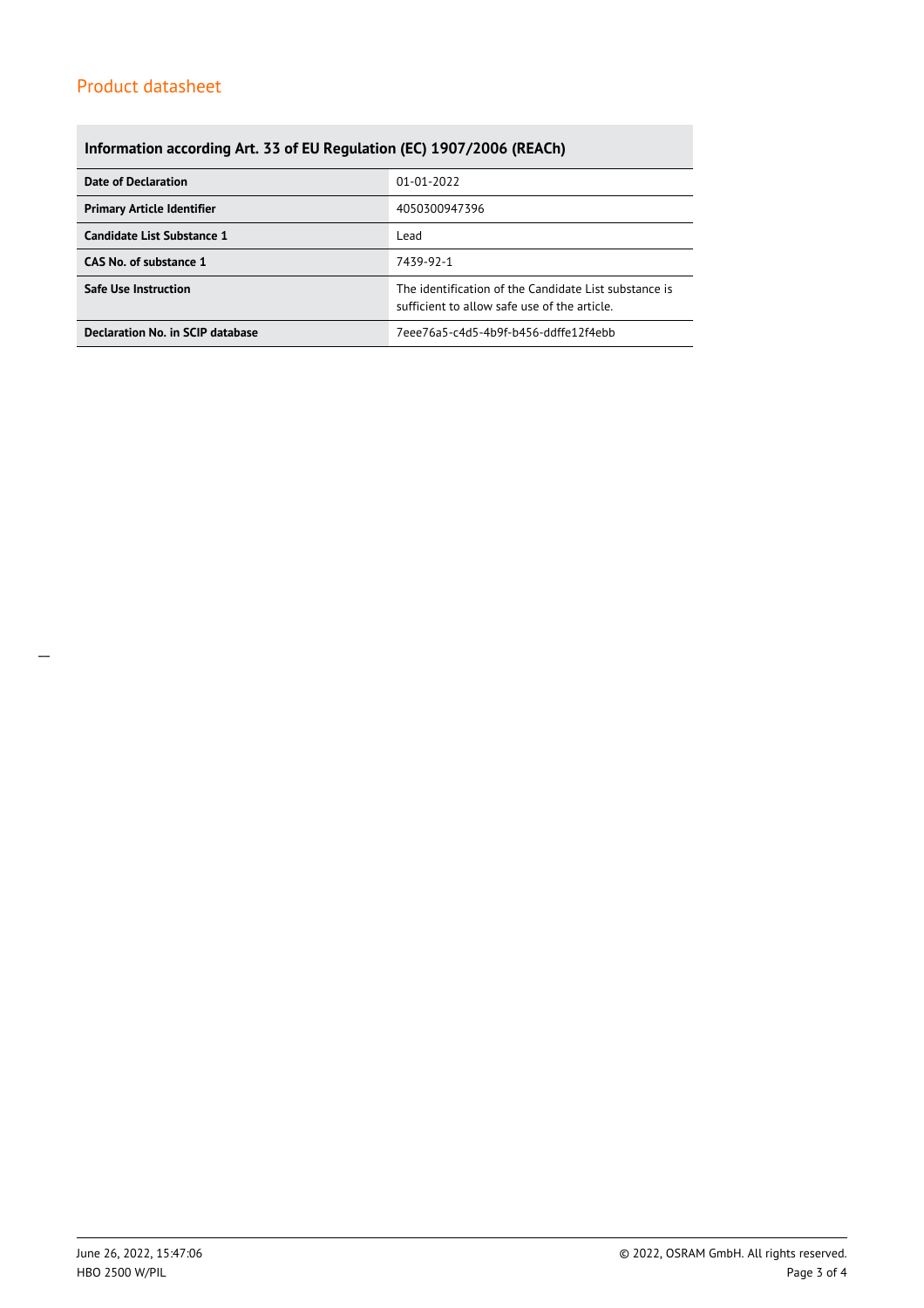Product datasheet

## Information according Art. 33 of EU Regulation (EC) 1907/2006 (REACh)

| | |
|---|---|
| **Date of Declaration** | 01-01-2022 |
| **Primary Article Identifier** | 4050300947396 |
| **Candidate List Substance 1** | Lead |
| **CAS No. of substance 1** | 7439-92-1 |
| **Safe Use Instruction** | The identification of the Candidate List substance is sufficient to allow safe use of the article. |
| **Declaration No. in SCIP database** | 7eee76a5-c4d5-4b9f-b456-ddffe12f4ebb |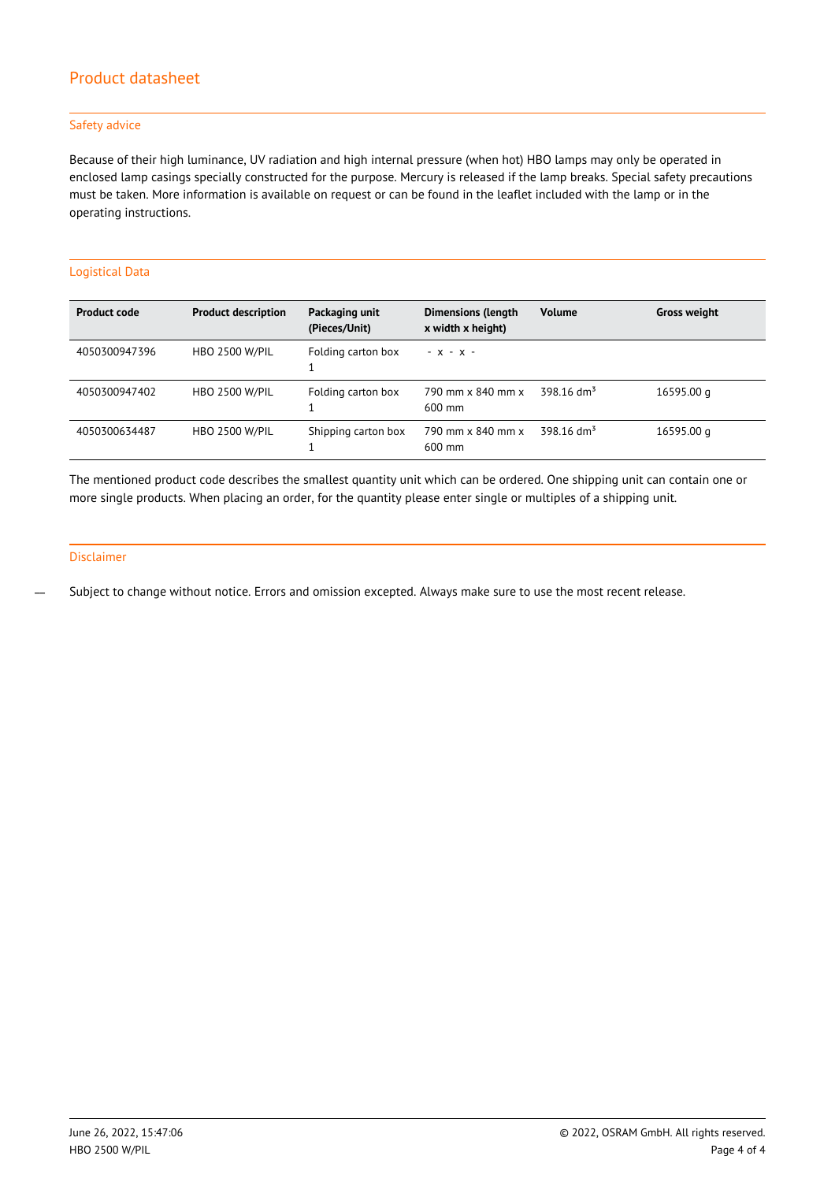# Product datasheet

## Safety advice

Because of their high luminance, UV radiation and high internal pressure (when hot) HBO lamps may only be operated in enclosed lamp casings specially constructed for the purpose. Mercury is released if the lamp breaks. Special safety precautions must be taken. More information is available on request or can be found in the leaflet included with the lamp or in the operating instructions.

## Logistical Data

| Product code | Product description | Packaging unit (Pieces/Unit) | Dimensions (length x width x height) | Volume | Gross weight |
|---|---|---|---|---|---|
| 4050300947396 | HBO 2500 W/PIL | Folding carton box 1 | - x - x - | | |
| 4050300947402 | HBO 2500 W/PIL | Folding carton box 1 | 790 mm x 840 mm x 600 mm | 398.16 dm³ | 16595.00 g |
| 4050300634487 | HBO 2500 W/PIL | Shipping carton box 1 | 790 mm x 840 mm x 600 mm | 398.16 dm³ | 16595.00 g |

The mentioned product code describes the smallest quantity unit which can be ordered. One shipping unit can contain one or more single products. When placing an order, for the quantity please enter single or multiples of a shipping unit.

## Disclaimer

— Subject to change without notice. Errors and omission excepted. Always make sure to use the most recent release.